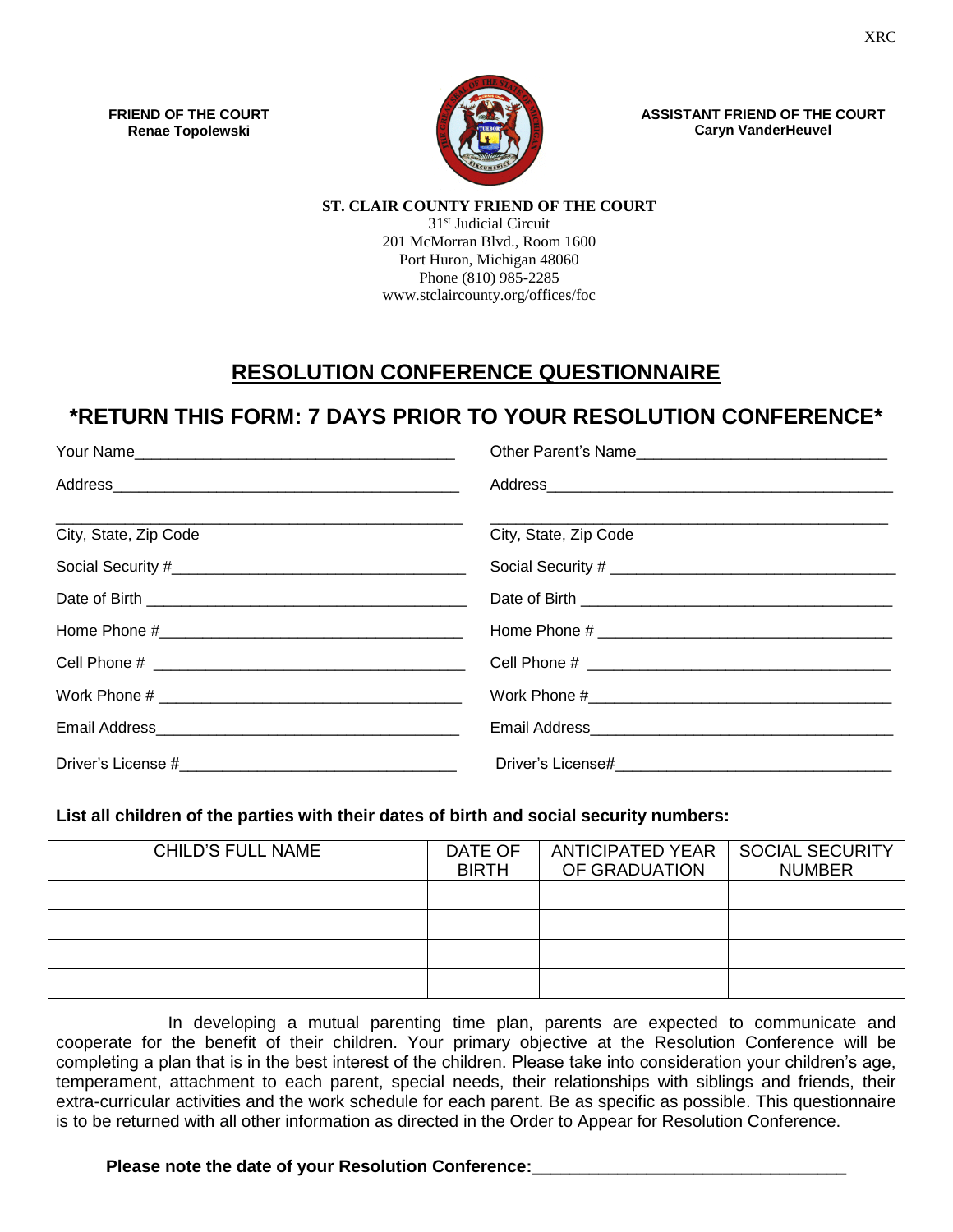XRC

**FRIEND OF THE COURT**
**Renae Topolewski**

**ASSISTANT FRIEND OF THE COURT**
**Caryn VanderHeuvel**

**ST. CLAIR COUNTY FRIEND OF THE COURT**
31st Judicial Circuit
201 McMorran Blvd., Room 1600
Port Huron, Michigan 48060
Phone (810) 985-2285
www.stclaircounty.org/offices/foc

# RESOLUTION CONFERENCE QUESTIONNAIRE

## *RETURN THIS FORM: 7 DAYS PRIOR TO YOUR RESOLUTION CONFERENCE*

Your Name_____________________________________

Address________________________________________

_______________________________________________
City, State, Zip Code

Social Security #_________________________________

Date of Birth ____________________________________

Home Phone #____________________________________

Cell Phone # _____________________________________

Work Phone # ____________________________________

Email Address____________________________________

Driver's License #_________________________________

Other Parent's Name____________________________

Address________________________________________

_______________________________________________
City, State, Zip Code

Social Security # ________________________________

Date of Birth ____________________________________

Home Phone # ___________________________________

Cell Phone # ____________________________________

Work Phone #____________________________________

Email Address___________________________________

Driver's License#_________________________________

**List all children of the parties with their dates of birth and social security numbers:**

| CHILD'S FULL NAME | DATE OF BIRTH | ANTICIPATED YEAR OF GRADUATION | SOCIAL SECURITY NUMBER |
|---|---|---|---|
| | | | |
| | | | |
| | | | |
| | | | |

In developing a mutual parenting time plan, parents are expected to communicate and cooperate for the benefit of their children. Your primary objective at the Resolution Conference will be completing a plan that is in the best interest of the children. Please take into consideration your children's age, temperament, attachment to each parent, special needs, their relationships with siblings and friends, their extra-curricular activities and the work schedule for each parent. Be as specific as possible. This questionnaire is to be returned with all other information as directed in the Order to Appear for Resolution Conference.

**Please note the date of your Resolution Conference:**__________________________________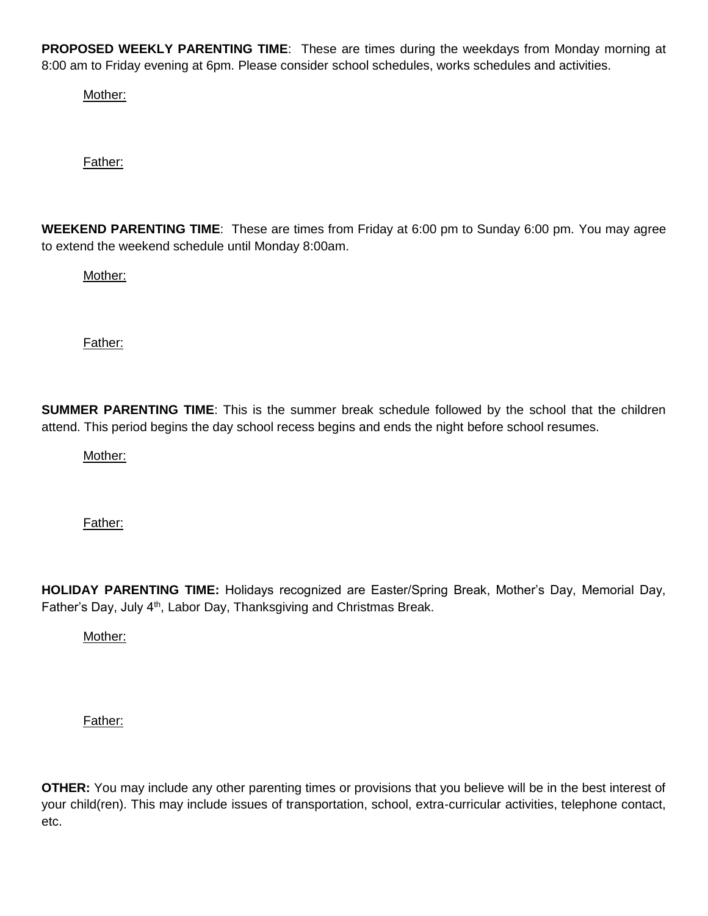**PROPOSED WEEKLY PARENTING TIME**: These are times during the weekdays from Monday morning at 8:00 am to Friday evening at 6pm. Please consider school schedules, works schedules and activities.

Mother:

Father:

**WEEKEND PARENTING TIME**: These are times from Friday at 6:00 pm to Sunday 6:00 pm. You may agree to extend the weekend schedule until Monday 8:00am.

Mother:

Father:

**SUMMER PARENTING TIME**: This is the summer break schedule followed by the school that the children attend. This period begins the day school recess begins and ends the night before school resumes.

Mother:

Father:

**HOLIDAY PARENTING TIME:** Holidays recognized are Easter/Spring Break, Mother's Day, Memorial Day, Father's Day, July 4th, Labor Day, Thanksgiving and Christmas Break.

Mother:

Father:

**OTHER:** You may include any other parenting times or provisions that you believe will be in the best interest of your child(ren). This may include issues of transportation, school, extra-curricular activities, telephone contact, etc.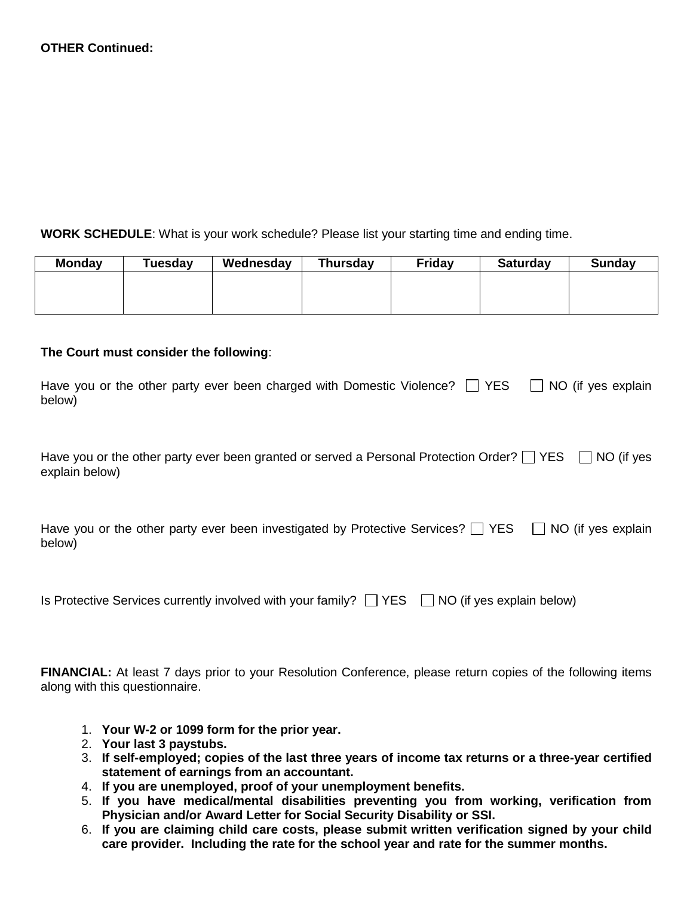**OTHER Continued:**

**WORK SCHEDULE**: What is your work schedule? Please list your starting time and ending time.

| Monday | Tuesday | Wednesday | Thursday | Friday | Saturday | Sunday |
|---|---|---|---|---|---|---|
| | | | | | | |

**The Court must consider the following**:

Have you or the other party ever been charged with Domestic Violence? ☐ YES ☐ NO (if yes explain below)

Have you or the other party ever been granted or served a Personal Protection Order? ☐ YES ☐ NO (if yes explain below)

Have you or the other party ever been investigated by Protective Services? ☐ YES ☐ NO (if yes explain below)

Is Protective Services currently involved with your family? ☐ YES ☐ NO (if yes explain below)

**FINANCIAL:** At least 7 days prior to your Resolution Conference, please return copies of the following items along with this questionnaire.

1. **Your W-2 or 1099 form for the prior year.**
2. **Your last 3 paystubs.**
3. **If self-employed; copies of the last three years of income tax returns or a three-year certified statement of earnings from an accountant.**
4. **If you are unemployed, proof of your unemployment benefits.**
5. **If you have medical/mental disabilities preventing you from working, verification from Physician and/or Award Letter for Social Security Disability or SSI.**
6. **If you are claiming child care costs, please submit written verification signed by your child care provider. Including the rate for the school year and rate for the summer months.**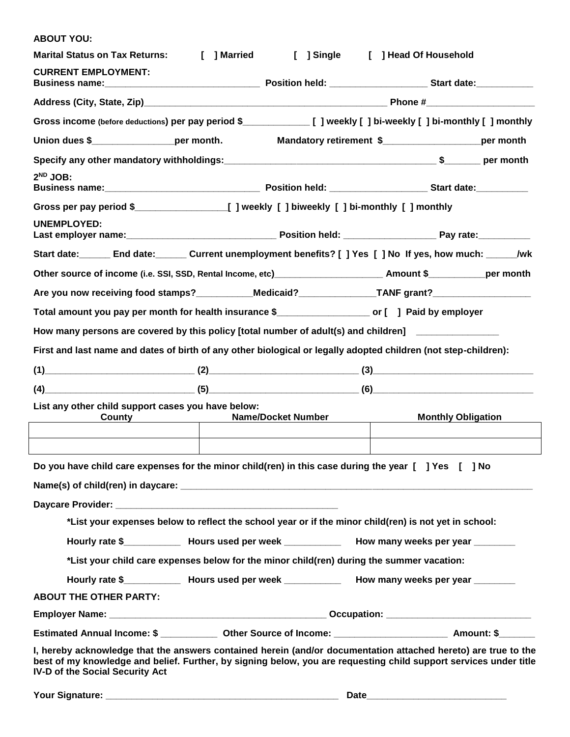**ABOUT YOU:**

**Marital Status on Tax Returns:** [ ] Married [ ] Single [ ] Head Of Household

**CURRENT EMPLOYMENT:**

**Business name:**\_\_\_\_\_\_\_\_\_\_\_\_\_\_\_\_\_\_\_\_\_\_\_\_\_\_\_\_\_\_ **Position held:** \_\_\_\_\_\_\_\_\_\_\_\_\_\_\_\_\_\_\_ **Start date:**\_\_\_\_\_\_\_\_\_\_\_

**Address (City, State, Zip)**\_\_\_\_\_\_\_\_\_\_\_\_\_\_\_\_\_\_\_\_\_\_\_\_\_\_\_\_\_\_\_\_\_\_\_\_\_\_\_\_\_\_\_\_\_\_\_\_ **Phone #**\_\_\_\_\_\_\_\_\_\_\_\_\_\_\_\_\_\_\_\_\_

**Gross income** (before deductions) **per pay period $**\_\_\_\_\_\_\_\_\_\_\_\_\_ [ ] weekly [ ] bi-weekly [ ] bi-monthly [ ] monthly

**Union dues $**\_\_\_\_\_\_\_\_\_\_\_\_\_\_\_\_**per month.** **Mandatory retirement $**\_\_\_\_\_\_\_\_\_\_\_\_\_\_\_\_\_\_\_**per month**

**Specify any other mandatory withholdings:**\_\_\_\_\_\_\_\_\_\_\_\_\_\_\_\_\_\_\_\_\_\_\_\_\_\_\_\_\_\_\_\_\_\_\_\_\_\_\_\_\_ **$**\_\_\_\_\_\_\_ **per month**

**2ND JOB:**

**Business name:**\_\_\_\_\_\_\_\_\_\_\_\_\_\_\_\_\_\_\_\_\_\_\_\_\_\_\_\_\_\_ **Position held:** \_\_\_\_\_\_\_\_\_\_\_\_\_\_\_\_\_\_\_ **Start date:**\_\_\_\_\_\_\_\_\_\_

**Gross per pay period $**\_\_\_\_\_\_\_\_\_\_\_\_\_\_\_\_\_\_[ ] weekly [ ] biweekly [ ] bi-monthly [ ] monthly

**UNEMPLOYED:**

**Last employer name:**\_\_\_\_\_\_\_\_\_\_\_\_\_\_\_\_\_\_\_\_\_\_\_\_\_\_\_\_\_ **Position held:** \_\_\_\_\_\_\_\_\_\_\_\_\_\_\_\_\_\_ **Pay rate:**\_\_\_\_\_\_\_\_\_\_

**Start date:**\_\_\_\_\_\_ **End date:**\_\_\_\_\_\_ **Current unemployment benefits?** [ ] Yes [ ] No **If yes, how much:** \_\_\_\_\_\_**/wk**

**Other source of income** (i.e. SSI, SSD, Rental Income, etc)\_\_\_\_\_\_\_\_\_\_\_\_\_\_\_\_\_\_\_\_\_\_ **Amount $**\_\_\_\_\_\_\_\_\_\_\_**per month**

**Are you now receiving food stamps?**\_\_\_\_\_\_\_\_\_\_\_**Medicaid?**\_\_\_\_\_\_\_\_\_\_\_\_\_\_\_**TANF grant?**\_\_\_\_\_\_\_\_\_\_\_\_\_\_\_\_\_\_\_

**Total amount you pay per month for health insurance $**\_\_\_\_\_\_\_\_\_\_\_\_\_\_\_\_\_\_ **or [ ] Paid by employer**

**How many persons are covered by this policy [total number of adult(s) and children]** \_\_\_\_\_\_\_\_\_\_\_\_\_\_\_\_

**First and last name and dates of birth of any other biological or legally adopted children (not step-children):**

**(1)**\_\_\_\_\_\_\_\_\_\_\_\_\_\_\_\_\_\_\_\_\_\_\_\_\_\_\_\_\_\_ **(2)**\_\_\_\_\_\_\_\_\_\_\_\_\_\_\_\_\_\_\_\_\_\_\_\_\_\_\_\_\_\_ **(3)**\_\_\_\_\_\_\_\_\_\_\_\_\_\_\_\_\_\_\_\_\_\_\_\_\_\_\_\_\_\_\_\_

**(4)**\_\_\_\_\_\_\_\_\_\_\_\_\_\_\_\_\_\_\_\_\_\_\_\_\_\_\_\_\_\_ **(5)**\_\_\_\_\_\_\_\_\_\_\_\_\_\_\_\_\_\_\_\_\_\_\_\_\_\_\_\_\_\_ **(6)**\_\_\_\_\_\_\_\_\_\_\_\_\_\_\_\_\_\_\_\_\_\_\_\_\_\_\_\_\_\_\_\_

**List any other child support cases you have below:**

| County | Name/Docket Number | Monthly Obligation |
|---|---|---|
| | | |
| | | |

**Do you have child care expenses for the minor child(ren) in this case during the year** [ ] Yes [ ] No

**Name(s) of child(ren) in daycare:** \_\_\_\_\_\_\_\_\_\_\_\_\_\_\_\_\_\_\_\_\_\_\_\_\_\_\_\_\_\_\_\_\_\_\_\_\_\_\_\_\_\_\_\_\_\_\_\_\_\_\_\_\_\_\_\_\_\_\_\_\_\_\_\_\_\_\_\_\_\_\_

**Daycare Provider:** \_\_\_\_\_\_\_\_\_\_\_\_\_\_\_\_\_\_\_\_\_\_\_\_\_\_\_\_\_\_\_\_\_\_\_\_\_\_\_\_\_\_\_\_

**\*List your expenses below to reflect the school year or if the minor child(ren) is not yet in school:**

**Hourly rate $**\_\_\_\_\_\_\_\_\_\_\_ **Hours used per week** \_\_\_\_\_\_\_\_\_\_\_ **How many weeks per year** \_\_\_\_\_\_\_\_

**\*List your child care expenses below for the minor child(ren) during the summer vacation:**

**Hourly rate $**\_\_\_\_\_\_\_\_\_\_\_ **Hours used per week** \_\_\_\_\_\_\_\_\_\_\_ **How many weeks per year** \_\_\_\_\_\_\_\_

**ABOUT THE OTHER PARTY:**

**Employer Name:** \_\_\_\_\_\_\_\_\_\_\_\_\_\_\_\_\_\_\_\_\_\_\_\_\_\_\_\_\_\_\_\_\_\_\_\_\_\_\_\_\_\_\_ **Occupation:** \_\_\_\_\_\_\_\_\_\_\_\_\_\_\_\_\_\_\_\_\_\_\_\_\_\_\_\_

**Estimated Annual Income: $** \_\_\_\_\_\_\_\_\_\_\_ **Other Source of Income:** \_\_\_\_\_\_\_\_\_\_\_\_\_\_\_\_\_\_\_\_\_\_ **Amount: $**\_\_\_\_\_\_\_

**I, hereby acknowledge that the answers contained herein (and/or documentation attached hereto) are true to the best of my knowledge and belief. Further, by signing below, you are requesting child support services under title IV-D of the Social Security Act**

**Your Signature:** \_\_\_\_\_\_\_\_\_\_\_\_\_\_\_\_\_\_\_\_\_\_\_\_\_\_\_\_\_\_\_\_\_\_\_\_\_\_\_\_\_\_\_\_\_ **Date**\_\_\_\_\_\_\_\_\_\_\_\_\_\_\_\_\_\_\_\_\_\_\_\_\_\_\_